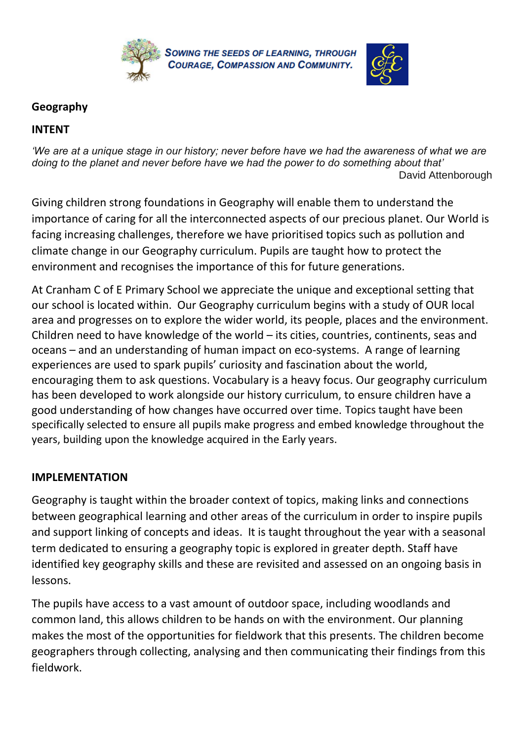**Sowing the seeds of learning, through Courage, Compassion and Community.**

## Geography

### INTENT

*'We are at a unique stage in our history; never before have we had the awareness of what we are doing to the planet and never before have we had the power to do something about that'*
David Attenborough

Giving children strong foundations in Geography will enable them to understand the importance of caring for all the interconnected aspects of our precious planet. Our World is facing increasing challenges, therefore we have prioritised topics such as pollution and climate change in our Geography curriculum. Pupils are taught how to protect the environment and recognises the importance of this for future generations.

At Cranham C of E Primary School we appreciate the unique and exceptional setting that our school is located within. Our Geography curriculum begins with a study of OUR local area and progresses on to explore the wider world, its people, places and the environment. Children need to have knowledge of the world – its cities, countries, continents, seas and oceans – and an understanding of human impact on eco-systems. A range of learning experiences are used to spark pupils' curiosity and fascination about the world, encouraging them to ask questions. Vocabulary is a heavy focus. Our geography curriculum has been developed to work alongside our history curriculum, to ensure children have a good understanding of how changes have occurred over time. Topics taught have been specifically selected to ensure all pupils make progress and embed knowledge throughout the years, building upon the knowledge acquired in the Early years.

### IMPLEMENTATION

Geography is taught within the broader context of topics, making links and connections between geographical learning and other areas of the curriculum in order to inspire pupils and support linking of concepts and ideas. It is taught throughout the year with a seasonal term dedicated to ensuring a geography topic is explored in greater depth. Staff have identified key geography skills and these are revisited and assessed on an ongoing basis in lessons.

The pupils have access to a vast amount of outdoor space, including woodlands and common land, this allows children to be hands on with the environment. Our planning makes the most of the opportunities for fieldwork that this presents. The children become geographers through collecting, analysing and then communicating their findings from this fieldwork.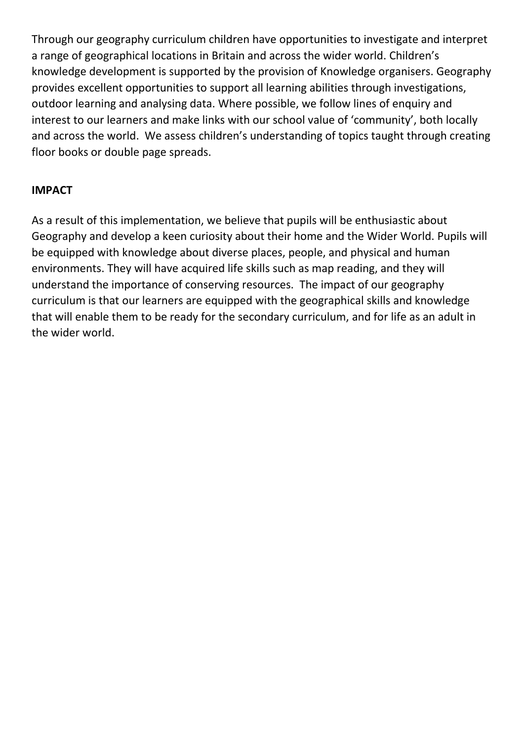Through our geography curriculum children have opportunities to investigate and interpret a range of geographical locations in Britain and across the wider world. Children's knowledge development is supported by the provision of Knowledge organisers. Geography provides excellent opportunities to support all learning abilities through investigations, outdoor learning and analysing data. Where possible, we follow lines of enquiry and interest to our learners and make links with our school value of 'community', both locally and across the world. We assess children's understanding of topics taught through creating floor books or double page spreads.

**IMPACT**

As a result of this implementation, we believe that pupils will be enthusiastic about Geography and develop a keen curiosity about their home and the Wider World. Pupils will be equipped with knowledge about diverse places, people, and physical and human environments. They will have acquired life skills such as map reading, and they will understand the importance of conserving resources. The impact of our geography curriculum is that our learners are equipped with the geographical skills and knowledge that will enable them to be ready for the secondary curriculum, and for life as an adult in the wider world.